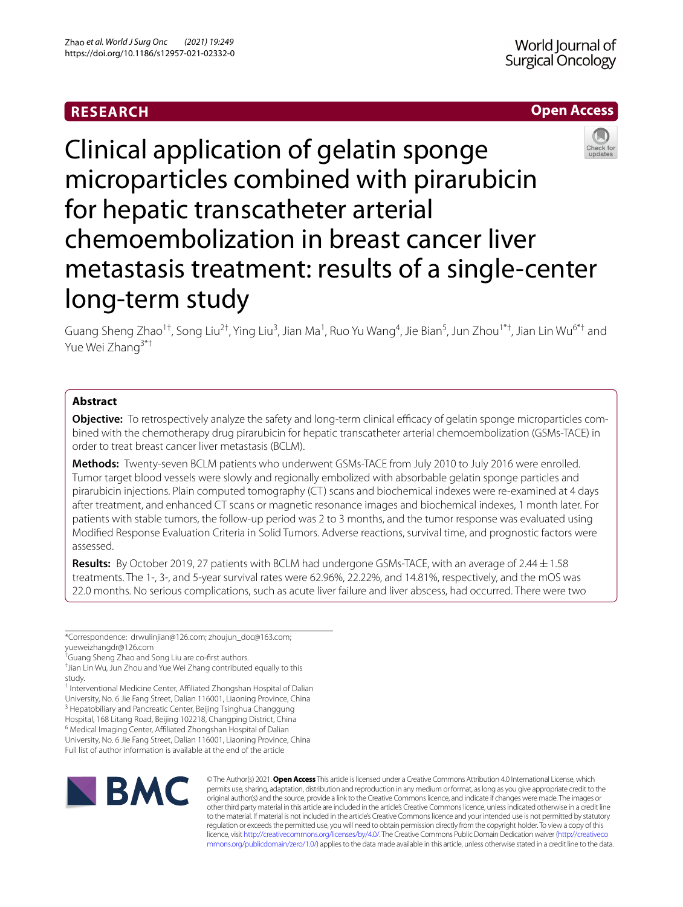RESEARCH

Open Access

# Clinical application of gelatin sponge microparticles combined with pirarubicin for hepatic transcatheter arterial chemoembolization in breast cancer liver metastasis treatment: results of a single-center long-term study

Guang Sheng Zhao[1†], Song Liu[2†], Ying Liu[3], Jian Ma[1], Ruo Yu Wang[4], Jie Bian[5], Jun Zhou[1*†], Jian Lin Wu[6*†] and Yue Wei Zhang[3*†]

## Abstract

**Objective:** To retrospectively analyze the safety and long-term clinical efficacy of gelatin sponge microparticles combined with the chemotherapy drug pirarubicin for hepatic transcatheter arterial chemoembolization (GSMs-TACE) in order to treat breast cancer liver metastasis (BCLM).

**Methods:** Twenty-seven BCLM patients who underwent GSMs-TACE from July 2010 to July 2016 were enrolled. Tumor target blood vessels were slowly and regionally embolized with absorbable gelatin sponge particles and pirarubicin injections. Plain computed tomography (CT) scans and biochemical indexes were re-examined at 4 days after treatment, and enhanced CT scans or magnetic resonance images and biochemical indexes, 1 month later. For patients with stable tumors, the follow-up period was 2 to 3 months, and the tumor response was evaluated using Modified Response Evaluation Criteria in Solid Tumors. Adverse reactions, survival time, and prognostic factors were assessed.

**Results:** By October 2019, 27 patients with BCLM had undergone GSMs-TACE, with an average of 2.44 ± 1.58 treatments. The 1-, 3-, and 5-year survival rates were 62.96%, 22.22%, and 14.81%, respectively, and the mOS was 22.0 months. No serious complications, such as acute liver failure and liver abscess, had occurred. There were two

*Correspondence: drwulinjian@126.com; zhoujun_doc@163.com; yueweizhangdr@126.com

†Guang Sheng Zhao and Song Liu are co-first authors.

†Jian Lin Wu, Jun Zhou and Yue Wei Zhang contributed equally to this study.

[1] Interventional Medicine Center, Affiliated Zhongshan Hospital of Dalian University, No. 6 Jie Fang Street, Dalian 116001, Liaoning Province, China

[3] Hepatobiliary and Pancreatic Center, Beijing Tsinghua Changgung Hospital, 168 Litang Road, Beijing 102218, Changping District, China

[6] Medical Imaging Center, Affiliated Zhongshan Hospital of Dalian University, No. 6 Jie Fang Street, Dalian 116001, Liaoning Province, China

Full list of author information is available at the end of the article

© The Author(s) 2021. **Open Access** This article is licensed under a Creative Commons Attribution 4.0 International License, which permits use, sharing, adaptation, distribution and reproduction in any medium or format, as long as you give appropriate credit to the original author(s) and the source, provide a link to the Creative Commons licence, and indicate if changes were made. The images or other third party material in this article are included in the article's Creative Commons licence, unless indicated otherwise in a credit line to the material. If material is not included in the article's Creative Commons licence and your intended use is not permitted by statutory regulation or exceeds the permitted use, you will need to obtain permission directly from the copyright holder. To view a copy of this licence, visit http://creativecommons.org/licenses/by/4.0/. The Creative Commons Public Domain Dedication waiver (http://creativecommons.org/publicdomain/zero/1.0/) applies to the data made available in this article, unless otherwise stated in a credit line to the data.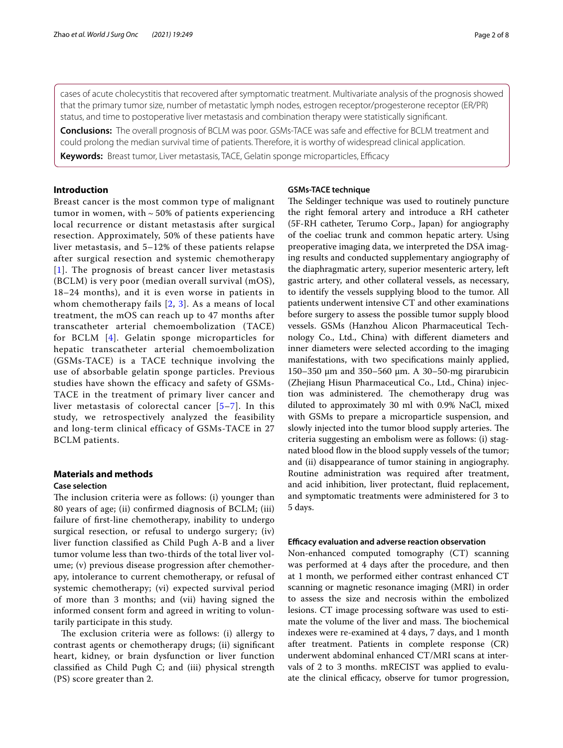cases of acute cholecystitis that recovered after symptomatic treatment. Multivariate analysis of the prognosis showed that the primary tumor size, number of metastatic lymph nodes, estrogen receptor/progesterone receptor (ER/PR) status, and time to postoperative liver metastasis and combination therapy were statistically significant.

**Conclusions:** The overall prognosis of BCLM was poor. GSMs-TACE was safe and effective for BCLM treatment and could prolong the median survival time of patients. Therefore, it is worthy of widespread clinical application.

**Keywords:** Breast tumor, Liver metastasis, TACE, Gelatin sponge microparticles, Efficacy

## Introduction

Breast cancer is the most common type of malignant tumor in women, with ~ 50% of patients experiencing local recurrence or distant metastasis after surgical resection. Approximately, 50% of these patients have liver metastasis, and 5–12% of these patients relapse after surgical resection and systemic chemotherapy [1]. The prognosis of breast cancer liver metastasis (BCLM) is very poor (median overall survival (mOS), 18–24 months), and it is even worse in patients in whom chemotherapy fails [2, 3]. As a means of local treatment, the mOS can reach up to 47 months after transcatheter arterial chemoembolization (TACE) for BCLM [4]. Gelatin sponge microparticles for hepatic transcatheter arterial chemoembolization (GSMs-TACE) is a TACE technique involving the use of absorbable gelatin sponge particles. Previous studies have shown the efficacy and safety of GSMs-TACE in the treatment of primary liver cancer and liver metastasis of colorectal cancer [5–7]. In this study, we retrospectively analyzed the feasibility and long-term clinical efficacy of GSMs-TACE in 27 BCLM patients.

## Materials and methods

### Case selection

The inclusion criteria were as follows: (i) younger than 80 years of age; (ii) confirmed diagnosis of BCLM; (iii) failure of first-line chemotherapy, inability to undergo surgical resection, or refusal to undergo surgery; (iv) liver function classified as Child Pugh A-B and a liver tumor volume less than two-thirds of the total liver volume; (v) previous disease progression after chemotherapy, intolerance to current chemotherapy, or refusal of systemic chemotherapy; (vi) expected survival period of more than 3 months; and (vii) having signed the informed consent form and agreed in writing to voluntarily participate in this study.

The exclusion criteria were as follows: (i) allergy to contrast agents or chemotherapy drugs; (ii) significant heart, kidney, or brain dysfunction or liver function classified as Child Pugh C; and (iii) physical strength (PS) score greater than 2.

### GSMs-TACE technique

The Seldinger technique was used to routinely puncture the right femoral artery and introduce a RH catheter (5F-RH catheter, Terumo Corp., Japan) for angiography of the coeliac trunk and common hepatic artery. Using preoperative imaging data, we interpreted the DSA imaging results and conducted supplementary angiography of the diaphragmatic artery, superior mesenteric artery, left gastric artery, and other collateral vessels, as necessary, to identify the vessels supplying blood to the tumor. All patients underwent intensive CT and other examinations before surgery to assess the possible tumor supply blood vessels. GSMs (Hanzhou Alicon Pharmaceutical Technology Co., Ltd., China) with different diameters and inner diameters were selected according to the imaging manifestations, with two specifications mainly applied, 150–350 μm and 350–560 μm. A 30–50-mg pirarubicin (Zhejiang Hisun Pharmaceutical Co., Ltd., China) injection was administered. The chemotherapy drug was diluted to approximately 30 ml with 0.9% NaCl, mixed with GSMs to prepare a microparticle suspension, and slowly injected into the tumor blood supply arteries. The criteria suggesting an embolism were as follows: (i) stagnated blood flow in the blood supply vessels of the tumor; and (ii) disappearance of tumor staining in angiography. Routine administration was required after treatment, and acid inhibition, liver protectant, fluid replacement, and symptomatic treatments were administered for 3 to 5 days.

### Efficacy evaluation and adverse reaction observation

Non-enhanced computed tomography (CT) scanning was performed at 4 days after the procedure, and then at 1 month, we performed either contrast enhanced CT scanning or magnetic resonance imaging (MRI) in order to assess the size and necrosis within the embolized lesions. CT image processing software was used to estimate the volume of the liver and mass. The biochemical indexes were re-examined at 4 days, 7 days, and 1 month after treatment. Patients in complete response (CR) underwent abdominal enhanced CT/MRI scans at intervals of 2 to 3 months. mRECIST was applied to evaluate the clinical efficacy, observe for tumor progression,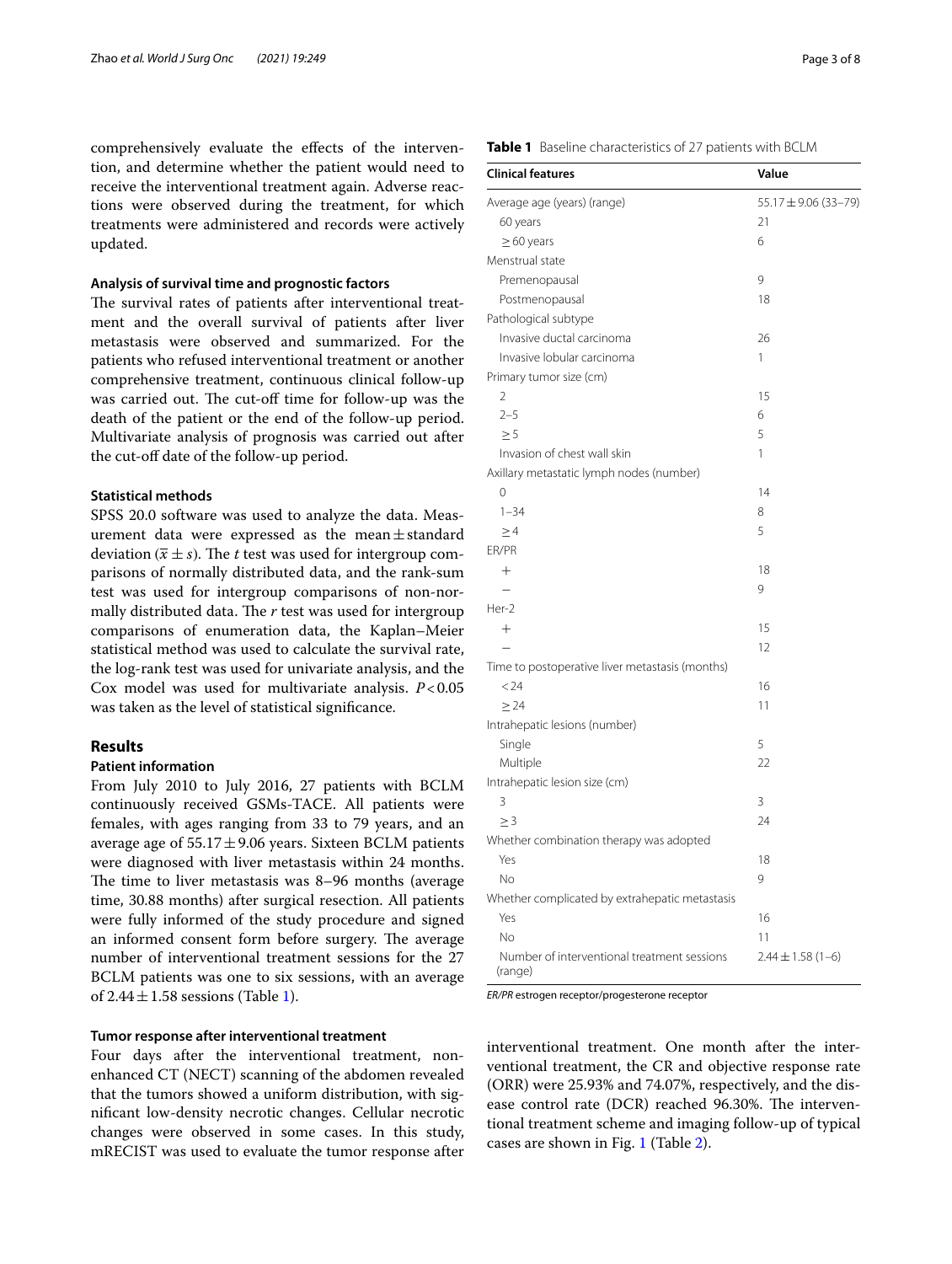comprehensively evaluate the effects of the intervention, and determine whether the patient would need to receive the interventional treatment again. Adverse reactions were observed during the treatment, for which treatments were administered and records were actively updated.

### Analysis of survival time and prognostic factors

The survival rates of patients after interventional treatment and the overall survival of patients after liver metastasis were observed and summarized. For the patients who refused interventional treatment or another comprehensive treatment, continuous clinical follow-up was carried out. The cut-off time for follow-up was the death of the patient or the end of the follow-up period. Multivariate analysis of prognosis was carried out after the cut-off date of the follow-up period.

### Statistical methods

SPSS 20.0 software was used to analyze the data. Measurement data were expressed as the mean ± standard deviation ($\bar{x} \pm s$). The *t* test was used for intergroup comparisons of normally distributed data, and the rank-sum test was used for intergroup comparisons of non-normally distributed data. The *r* test was used for intergroup comparisons of enumeration data, the Kaplan–Meier statistical method was used to calculate the survival rate, the log-rank test was used for univariate analysis, and the Cox model was used for multivariate analysis. $P < 0.05$ was taken as the level of statistical significance.

## Results

### Patient information

From July 2010 to July 2016, 27 patients with BCLM continuously received GSMs-TACE. All patients were females, with ages ranging from 33 to 79 years, and an average age of 55.17 ± 9.06 years. Sixteen BCLM patients were diagnosed with liver metastasis within 24 months. The time to liver metastasis was 8–96 months (average time, 30.88 months) after surgical resection. All patients were fully informed of the study procedure and signed an informed consent form before surgery. The average number of interventional treatment sessions for the 27 BCLM patients was one to six sessions, with an average of 2.44 ± 1.58 sessions (Table 1).

**Table 1** Baseline characteristics of 27 patients with BCLM

| Clinical features | Value |
|---|---|
| Average age (years) (range) | 55.17 ± 9.06 (33–79) |
| 60 years | 21 |
| ≥ 60 years | 6 |
| Menstrual state | |
| Premenopausal | 9 |
| Postmenopausal | 18 |
| Pathological subtype | |
| Invasive ductal carcinoma | 26 |
| Invasive lobular carcinoma | 1 |
| Primary tumor size (cm) | |
| 2 | 15 |
| 2–5 | 6 |
| ≥ 5 | 5 |
| Invasion of chest wall skin | 1 |
| Axillary metastatic lymph nodes (number) | |
| 0 | 14 |
| 1–34 | 8 |
| ≥ 4 | 5 |
| ER/PR | |
| + | 18 |
| − | 9 |
| Her-2 | |
| + | 15 |
| − | 12 |
| Time to postoperative liver metastasis (months) | |
| < 24 | 16 |
| ≥ 24 | 11 |
| Intrahepatic lesions (number) | |
| Single | 5 |
| Multiple | 22 |
| Intrahepatic lesion size (cm) | |
| 3 | 3 |
| ≥ 3 | 24 |
| Whether combination therapy was adopted | |
| Yes | 18 |
| No | 9 |
| Whether complicated by extrahepatic metastasis | |
| Yes | 16 |
| No | 11 |
| Number of interventional treatment sessions (range) | 2.44 ± 1.58 (1–6) |

*ER/PR* estrogen receptor/progesterone receptor

### Tumor response after interventional treatment

Four days after the interventional treatment, non-enhanced CT (NECT) scanning of the abdomen revealed that the tumors showed a uniform distribution, with significant low-density necrotic changes. Cellular necrotic changes were observed in some cases. In this study, mRECIST was used to evaluate the tumor response after interventional treatment. One month after the interventional treatment, the CR and objective response rate (ORR) were 25.93% and 74.07%, respectively, and the disease control rate (DCR) reached 96.30%. The interventional treatment scheme and imaging follow-up of typical cases are shown in Fig. 1 (Table 2).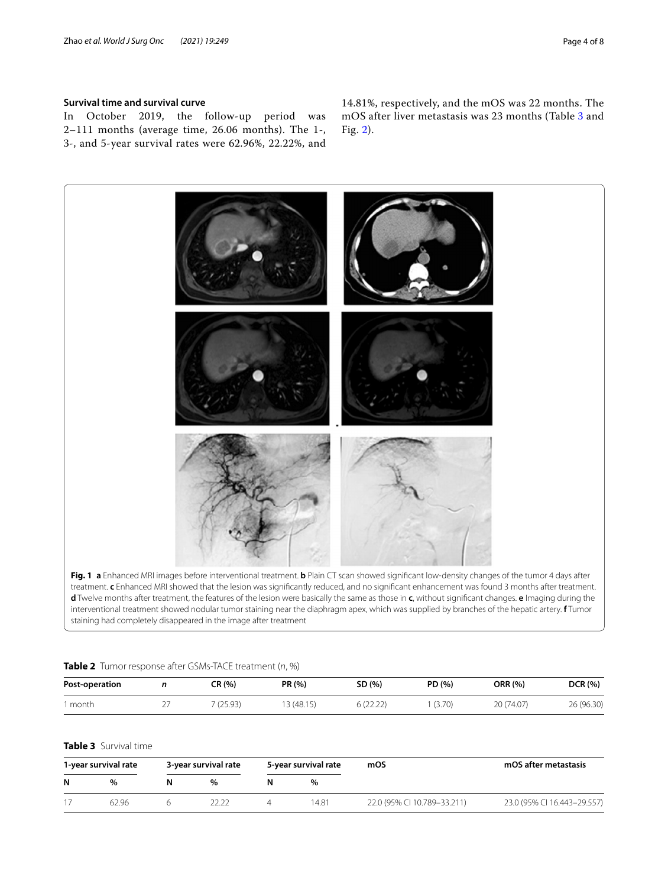## Survival time and survival curve

In October 2019, the follow-up period was 2–111 months (average time, 26.06 months). The 1-, 3-, and 5-year survival rates were 62.96%, 22.22%, and 14.81%, respectively, and the mOS was 22 months. The mOS after liver metastasis was 23 months (Table 3 and Fig. 2).

**Fig. 1** **a** Enhanced MRI images before interventional treatment. **b** Plain CT scan showed significant low-density changes of the tumor 4 days after treatment. **c** Enhanced MRI showed that the lesion was significantly reduced, and no significant enhancement was found 3 months after treatment. **d** Twelve months after treatment, the features of the lesion were basically the same as those in **c**, without significant changes. **e** Imaging during the interventional treatment showed nodular tumor staining near the diaphragm apex, which was supplied by branches of the hepatic artery. **f** Tumor staining had completely disappeared in the image after treatment

**Table 2** Tumor response after GSMs-TACE treatment (*n*, %)

| Post-operation | *n* | CR (%) | PR (%) | SD (%) | PD (%) | ORR (%) | DCR (%) |
|---|---|---|---|---|---|---|---|
| 1 month | 27 | 7 (25.93) | 13 (48.15) | 6 (22.22) | 1 (3.70) | 20 (74.07) | 26 (96.30) |

**Table 3** Survival time

| 1-year survival rate | | 3-year survival rate | | 5-year survival rate | | mOS | mOS after metastasis |
|---|---|---|---|---|---|---|---|
| N | % | N | % | N | % | | |
| 17 | 62.96 | 6 | 22.22 | 4 | 14.81 | 22.0 (95% CI 10.789–33.211) | 23.0 (95% CI 16.443–29.557) |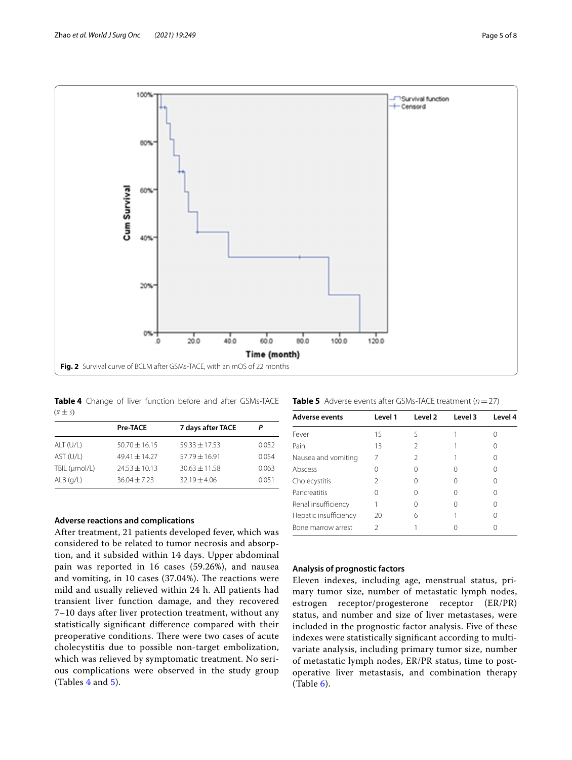Fig. 2 Survival curve of BCLM after GSMs-TACE, with an mOS of 22 months

**Table 4** Change of liver function before and after GSMs-TACE ($\bar{x} \pm s$)

| | Pre-TACE | 7 days after TACE | P |
|---|---|---|---|
| ALT (U/L) | 50.70 ± 16.15 | 59.33 ± 17.53 | 0.052 |
| AST (U/L) | 49.41 ± 14.27 | 57.79 ± 16.91 | 0.054 |
| TBIL (μmol/L) | 24.53 ± 10.13 | 30.63 ± 11.58 | 0.063 |
| ALB (g/L) | 36.04 ± 7.23 | 32.19 ± 4.06 | 0.051 |

### Adverse reactions and complications

After treatment, 21 patients developed fever, which was considered to be related to tumor necrosis and absorption, and it subsided within 14 days. Upper abdominal pain was reported in 16 cases (59.26%), and nausea and vomiting, in 10 cases (37.04%). The reactions were mild and usually relieved within 24 h. All patients had transient liver function damage, and they recovered 7–10 days after liver protection treatment, without any statistically significant difference compared with their preoperative conditions. There were two cases of acute cholecystitis due to possible non-target embolization, which was relieved by symptomatic treatment. No serious complications were observed in the study group (Tables 4 and 5).

**Table 5** Adverse events after GSMs-TACE treatment ($n = 27$)

| Adverse events | Level 1 | Level 2 | Level 3 | Level 4 |
|---|---|---|---|---|
| Fever | 15 | 5 | 1 | 0 |
| Pain | 13 | 2 | 1 | 0 |
| Nausea and vomiting | 7 | 2 | 1 | 0 |
| Abscess | 0 | 0 | 0 | 0 |
| Cholecystitis | 2 | 0 | 0 | 0 |
| Pancreatitis | 0 | 0 | 0 | 0 |
| Renal insufficiency | 1 | 0 | 0 | 0 |
| Hepatic insufficiency | 20 | 6 | 1 | 0 |
| Bone marrow arrest | 2 | 1 | 0 | 0 |

### Analysis of prognostic factors

Eleven indexes, including age, menstrual status, primary tumor size, number of metastatic lymph nodes, estrogen receptor/progesterone receptor (ER/PR) status, and number and size of liver metastases, were included in the prognostic factor analysis. Five of these indexes were statistically significant according to multivariate analysis, including primary tumor size, number of metastatic lymph nodes, ER/PR status, time to postoperative liver metastasis, and combination therapy (Table 6).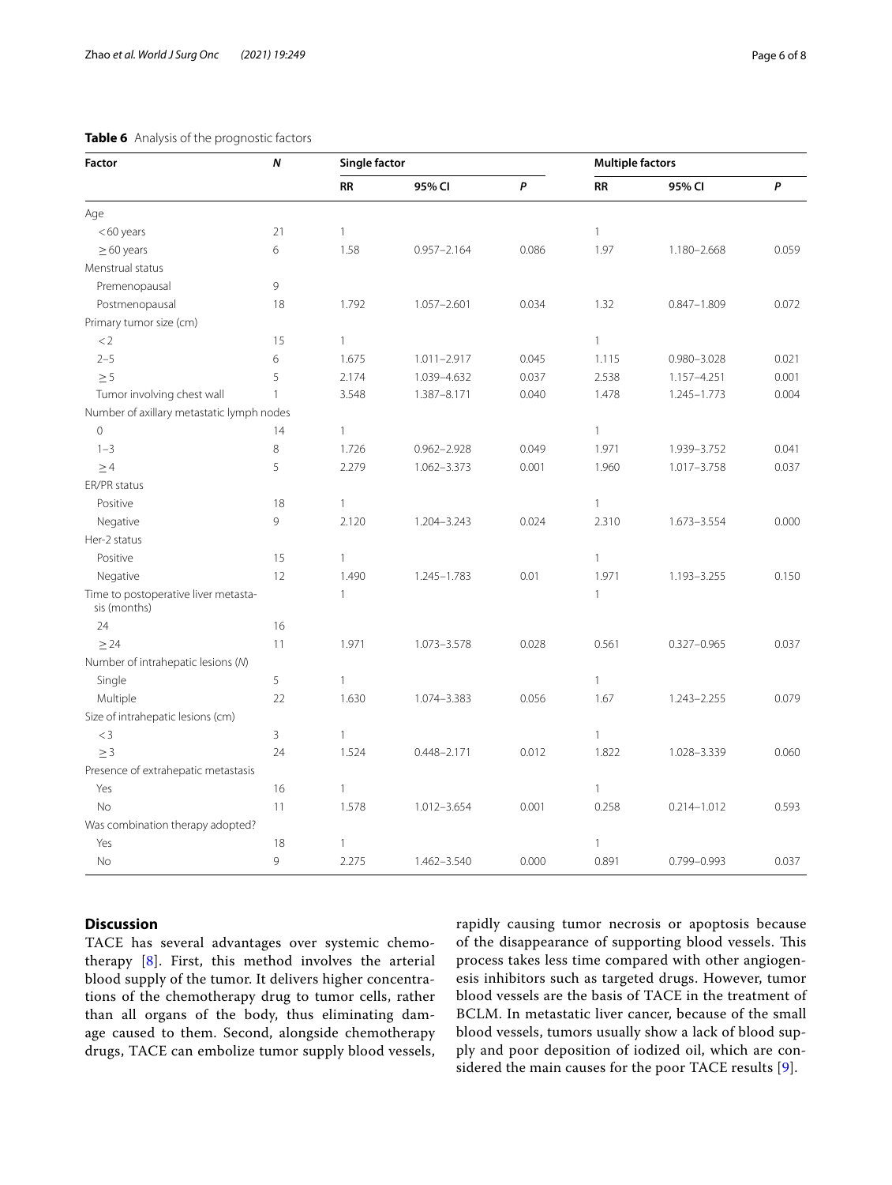**Table 6** Analysis of the prognostic factors

| Factor | *N* | Single factor | | | Multiple factors | | |
|---|---|---|---|---|---|---|---|
| | | RR | 95% CI | *P* | RR | 95% CI | *P* |
| Age | | | | | | | |
| < 60 years | 21 | 1 | | | 1 | | |
| ≥ 60 years | 6 | 1.58 | 0.957–2.164 | 0.086 | 1.97 | 1.180–2.668 | 0.059 |
| Menstrual status | | | | | | | |
| Premenopausal | 9 | | | | | | |
| Postmenopausal | 18 | 1.792 | 1.057–2.601 | 0.034 | 1.32 | 0.847–1.809 | 0.072 |
| Primary tumor size (cm) | | | | | | | |
| < 2 | 15 | 1 | | | 1 | | |
| 2–5 | 6 | 1.675 | 1.011–2.917 | 0.045 | 1.115 | 0.980–3.028 | 0.021 |
| ≥ 5 | 5 | 2.174 | 1.039–4.632 | 0.037 | 2.538 | 1.157–4.251 | 0.001 |
| Tumor involving chest wall | 1 | 3.548 | 1.387–8.171 | 0.040 | 1.478 | 1.245–1.773 | 0.004 |
| Number of axillary metastatic lymph nodes | | | | | | | |
| 0 | 14 | 1 | | | 1 | | |
| 1–3 | 8 | 1.726 | 0.962–2.928 | 0.049 | 1.971 | 1.939–3.752 | 0.041 |
| ≥ 4 | 5 | 2.279 | 1.062–3.373 | 0.001 | 1.960 | 1.017–3.758 | 0.037 |
| ER/PR status | | | | | | | |
| Positive | 18 | 1 | | | 1 | | |
| Negative | 9 | 2.120 | 1.204–3.243 | 0.024 | 2.310 | 1.673–3.554 | 0.000 |
| Her-2 status | | | | | | | |
| Positive | 15 | 1 | | | 1 | | |
| Negative | 12 | 1.490 | 1.245–1.783 | 0.01 | 1.971 | 1.193–3.255 | 0.150 |
| Time to postoperative liver metastasis (months) | | 1 | | | 1 | | |
| 24 | 16 | | | | | | |
| ≥ 24 | 11 | 1.971 | 1.073–3.578 | 0.028 | 0.561 | 0.327–0.965 | 0.037 |
| Number of intrahepatic lesions (*N*) | | | | | | | |
| Single | 5 | 1 | | | 1 | | |
| Multiple | 22 | 1.630 | 1.074–3.383 | 0.056 | 1.67 | 1.243–2.255 | 0.079 |
| Size of intrahepatic lesions (cm) | | | | | | | |
| < 3 | 3 | 1 | | | 1 | | |
| ≥ 3 | 24 | 1.524 | 0.448–2.171 | 0.012 | 1.822 | 1.028–3.339 | 0.060 |
| Presence of extrahepatic metastasis | | | | | | | |
| Yes | 16 | 1 | | | 1 | | |
| No | 11 | 1.578 | 1.012–3.654 | 0.001 | 0.258 | 0.214–1.012 | 0.593 |
| Was combination therapy adopted? | | | | | | | |
| Yes | 18 | 1 | | | 1 | | |
| No | 9 | 2.275 | 1.462–3.540 | 0.000 | 0.891 | 0.799–0.993 | 0.037 |

## Discussion

TACE has several advantages over systemic chemotherapy [8]. First, this method involves the arterial blood supply of the tumor. It delivers higher concentrations of the chemotherapy drug to tumor cells, rather than all organs of the body, thus eliminating damage caused to them. Second, alongside chemotherapy drugs, TACE can embolize tumor supply blood vessels, rapidly causing tumor necrosis or apoptosis because of the disappearance of supporting blood vessels. This process takes less time compared with other angiogenesis inhibitors such as targeted drugs. However, tumor blood vessels are the basis of TACE in the treatment of BCLM. In metastatic liver cancer, because of the small blood vessels, tumors usually show a lack of blood supply and poor deposition of iodized oil, which are considered the main causes for the poor TACE results [9].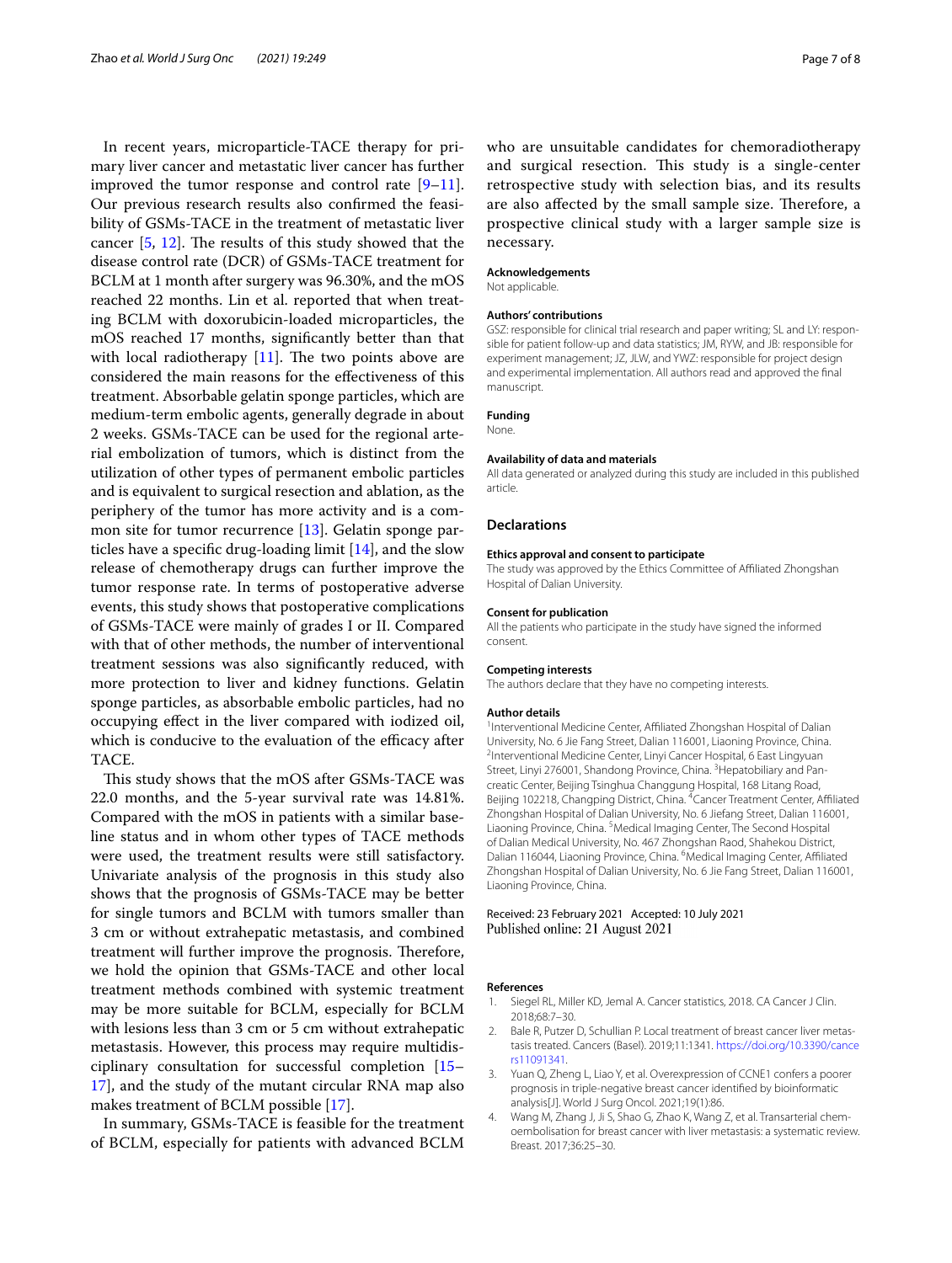In recent years, microparticle-TACE therapy for primary liver cancer and metastatic liver cancer has further improved the tumor response and control rate [9–11]. Our previous research results also confirmed the feasibility of GSMs-TACE in the treatment of metastatic liver cancer [5, 12]. The results of this study showed that the disease control rate (DCR) of GSMs-TACE treatment for BCLM at 1 month after surgery was 96.30%, and the mOS reached 22 months. Lin et al. reported that when treating BCLM with doxorubicin-loaded microparticles, the mOS reached 17 months, significantly better than that with local radiotherapy [11]. The two points above are considered the main reasons for the effectiveness of this treatment. Absorbable gelatin sponge particles, which are medium-term embolic agents, generally degrade in about 2 weeks. GSMs-TACE can be used for the regional arterial embolization of tumors, which is distinct from the utilization of other types of permanent embolic particles and is equivalent to surgical resection and ablation, as the periphery of the tumor has more activity and is a common site for tumor recurrence [13]. Gelatin sponge particles have a specific drug-loading limit [14], and the slow release of chemotherapy drugs can further improve the tumor response rate. In terms of postoperative adverse events, this study shows that postoperative complications of GSMs-TACE were mainly of grades I or II. Compared with that of other methods, the number of interventional treatment sessions was also significantly reduced, with more protection to liver and kidney functions. Gelatin sponge particles, as absorbable embolic particles, had no occupying effect in the liver compared with iodized oil, which is conducive to the evaluation of the efficacy after TACE.

This study shows that the mOS after GSMs-TACE was 22.0 months, and the 5-year survival rate was 14.81%. Compared with the mOS in patients with a similar baseline status and in whom other types of TACE methods were used, the treatment results were still satisfactory. Univariate analysis of the prognosis in this study also shows that the prognosis of GSMs-TACE may be better for single tumors and BCLM with tumors smaller than 3 cm or without extrahepatic metastasis, and combined treatment will further improve the prognosis. Therefore, we hold the opinion that GSMs-TACE and other local treatment methods combined with systemic treatment may be more suitable for BCLM, especially for BCLM with lesions less than 3 cm or 5 cm without extrahepatic metastasis. However, this process may require multidisciplinary consultation for successful completion [15–17], and the study of the mutant circular RNA map also makes treatment of BCLM possible [17].

In summary, GSMs-TACE is feasible for the treatment of BCLM, especially for patients with advanced BCLM who are unsuitable candidates for chemoradiotherapy and surgical resection. This study is a single-center retrospective study with selection bias, and its results are also affected by the small sample size. Therefore, a prospective clinical study with a larger sample size is necessary.

#### Acknowledgements
Not applicable.

#### Authors' contributions
GSZ: responsible for clinical trial research and paper writing; SL and LY: responsible for patient follow-up and data statistics; JM, RYW, and JB: responsible for experiment management; JZ, JLW, and YWZ: responsible for project design and experimental implementation. All authors read and approved the final manuscript.

#### Funding
None.

#### Availability of data and materials
All data generated or analyzed during this study are included in this published article.

### Declarations

#### Ethics approval and consent to participate
The study was approved by the Ethics Committee of Affiliated Zhongshan Hospital of Dalian University.

#### Consent for publication
All the patients who participate in the study have signed the informed consent.

#### Competing interests
The authors declare that they have no competing interests.

#### Author details
[1]Interventional Medicine Center, Affiliated Zhongshan Hospital of Dalian University, No. 6 Jie Fang Street, Dalian 116001, Liaoning Province, China. [2]Interventional Medicine Center, Linyi Cancer Hospital, 6 East Lingyuan Street, Linyi 276001, Shandong Province, China. [3]Hepatobiliary and Pancreatic Center, Beijing Tsinghua Changgung Hospital, 168 Litang Road, Beijing 102218, Changping District, China. [4]Cancer Treatment Center, Affiliated Zhongshan Hospital of Dalian University, No. 6 Jiefang Street, Dalian 116001, Liaoning Province, China. [5]Medical Imaging Center, The Second Hospital of Dalian Medical University, No. 467 Zhongshan Raod, Shahekou District, Dalian 116044, Liaoning Province, China. [6]Medical Imaging Center, Affiliated Zhongshan Hospital of Dalian University, No. 6 Jie Fang Street, Dalian 116001, Liaoning Province, China.

Received: 23 February 2021 Accepted: 10 July 2021
Published online: 21 August 2021

#### References
1. Siegel RL, Miller KD, Jemal A. Cancer statistics, 2018. CA Cancer J Clin. 2018;68:7–30.
2. Bale R, Putzer D, Schullian P. Local treatment of breast cancer liver metastasis treated. Cancers (Basel). 2019;11:1341. https://doi.org/10.3390/cancers11091341.
3. Yuan Q, Zheng L, Liao Y, et al. Overexpression of CCNE1 confers a poorer prognosis in triple-negative breast cancer identified by bioinformatic analysis[J]. World J Surg Oncol. 2021;19(1):86.
4. Wang M, Zhang J, Ji S, Shao G, Zhao K, Wang Z, et al. Transarterial chemoembolisation for breast cancer with liver metastasis: a systematic review. Breast. 2017;36:25–30.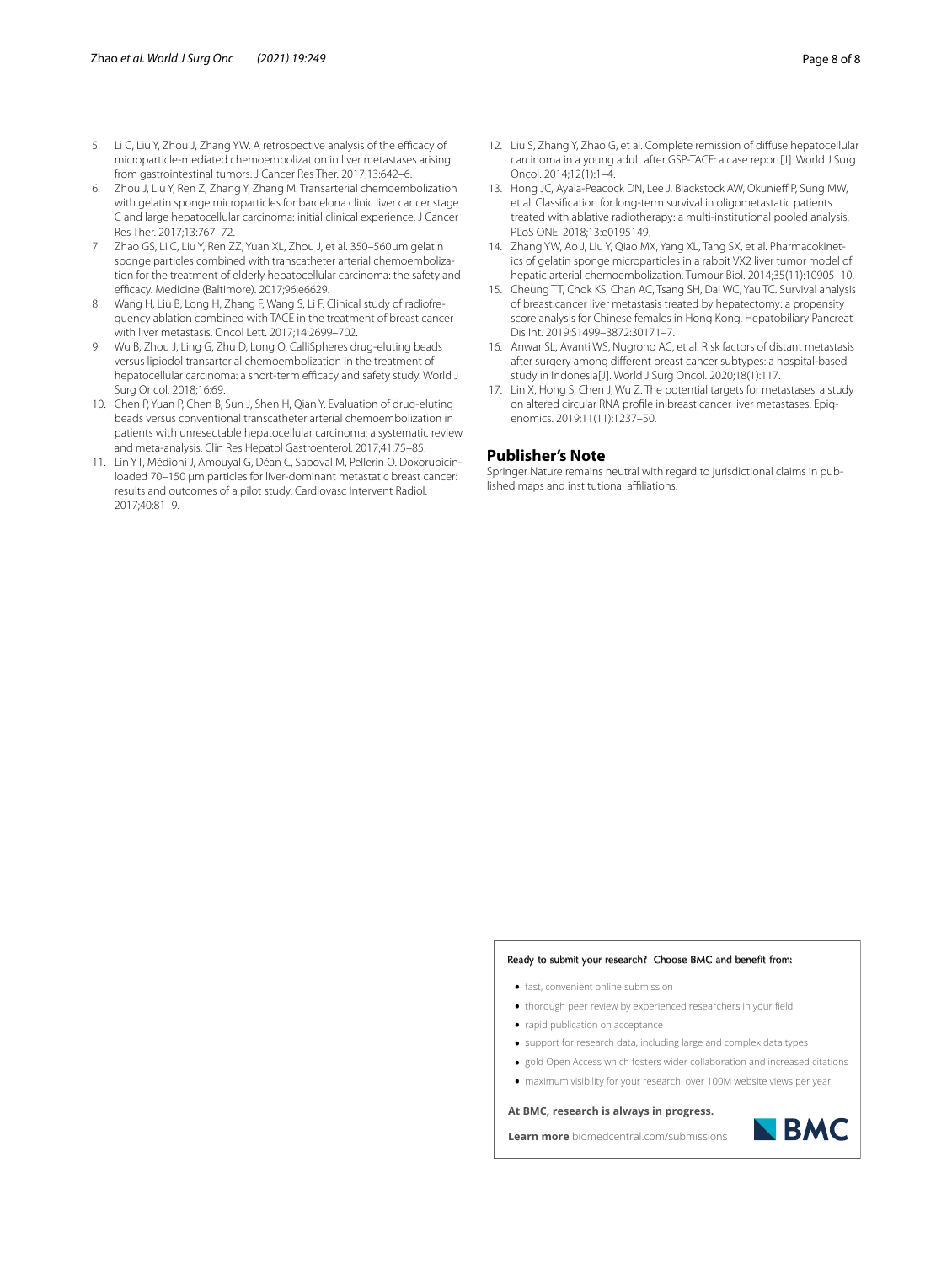5. Li C, Liu Y, Zhou J, Zhang YW. A retrospective analysis of the efficacy of microparticle-mediated chemoembolization in liver metastases arising from gastrointestinal tumors. J Cancer Res Ther. 2017;13:642–6.
6. Zhou J, Liu Y, Ren Z, Zhang Y, Zhang M. Transarterial chemoembolization with gelatin sponge microparticles for barcelona clinic liver cancer stage C and large hepatocellular carcinoma: initial clinical experience. J Cancer Res Ther. 2017;13:767–72.
7. Zhao GS, Li C, Liu Y, Ren ZZ, Yuan XL, Zhou J, et al. 350–560μm gelatin sponge particles combined with transcatheter arterial chemoembolization for the treatment of elderly hepatocellular carcinoma: the safety and efficacy. Medicine (Baltimore). 2017;96:e6629.
8. Wang H, Liu B, Long H, Zhang F, Wang S, Li F. Clinical study of radiofrequency ablation combined with TACE in the treatment of breast cancer with liver metastasis. Oncol Lett. 2017;14:2699–702.
9. Wu B, Zhou J, Ling G, Zhu D, Long Q. CalliSpheres drug-eluting beads versus lipiodol transarterial chemoembolization in the treatment of hepatocellular carcinoma: a short-term efficacy and safety study. World J Surg Oncol. 2018;16:69.
10. Chen P, Yuan P, Chen B, Sun J, Shen H, Qian Y. Evaluation of drug-eluting beads versus conventional transcatheter arterial chemoembolization in patients with unresectable hepatocellular carcinoma: a systematic review and meta-analysis. Clin Res Hepatol Gastroenterol. 2017;41:75–85.
11. Lin YT, Médioni J, Amouyal G, Déan C, Sapoval M, Pellerin O. Doxorubicin-loaded 70–150 μm particles for liver-dominant metastatic breast cancer: results and outcomes of a pilot study. Cardiovasc Intervent Radiol. 2017;40:81–9.
12. Liu S, Zhang Y, Zhao G, et al. Complete remission of diffuse hepatocellular carcinoma in a young adult after GSP-TACE: a case report[J]. World J Surg Oncol. 2014;12(1):1–4.
13. Hong JC, Ayala-Peacock DN, Lee J, Blackstock AW, Okunieff P, Sung MW, et al. Classification for long-term survival in oligometastatic patients treated with ablative radiotherapy: a multi-institutional pooled analysis. PLoS ONE. 2018;13:e0195149.
14. Zhang YW, Ao J, Liu Y, Qiao MX, Yang XL, Tang SX, et al. Pharmacokinetics of gelatin sponge microparticles in a rabbit VX2 liver tumor model of hepatic arterial chemoembolization. Tumour Biol. 2014;35(11):10905–10.
15. Cheung TT, Chok KS, Chan AC, Tsang SH, Dai WC, Yau TC. Survival analysis of breast cancer liver metastasis treated by hepatectomy: a propensity score analysis for Chinese females in Hong Kong. Hepatobiliary Pancreat Dis Int. 2019;S1499–3872:30171–7.
16. Anwar SL, Avanti WS, Nugroho AC, et al. Risk factors of distant metastasis after surgery among different breast cancer subtypes: a hospital-based study in Indonesia[J]. World J Surg Oncol. 2020;18(1):117.
17. Lin X, Hong S, Chen J, Wu Z. The potential targets for metastases: a study on altered circular RNA profile in breast cancer liver metastases. Epigenomics. 2019;11(11):1237–50.

## Publisher's Note

Springer Nature remains neutral with regard to jurisdictional claims in published maps and institutional affiliations.

Ready to submit your research? Choose BMC and benefit from:

- fast, convenient online submission
- thorough peer review by experienced researchers in your field
- rapid publication on acceptance
- support for research data, including large and complex data types
- gold Open Access which fosters wider collaboration and increased citations
- maximum visibility for your research: over 100M website views per year

**At BMC, research is always in progress.**

**Learn more** biomedcentral.com/submissions

BMC